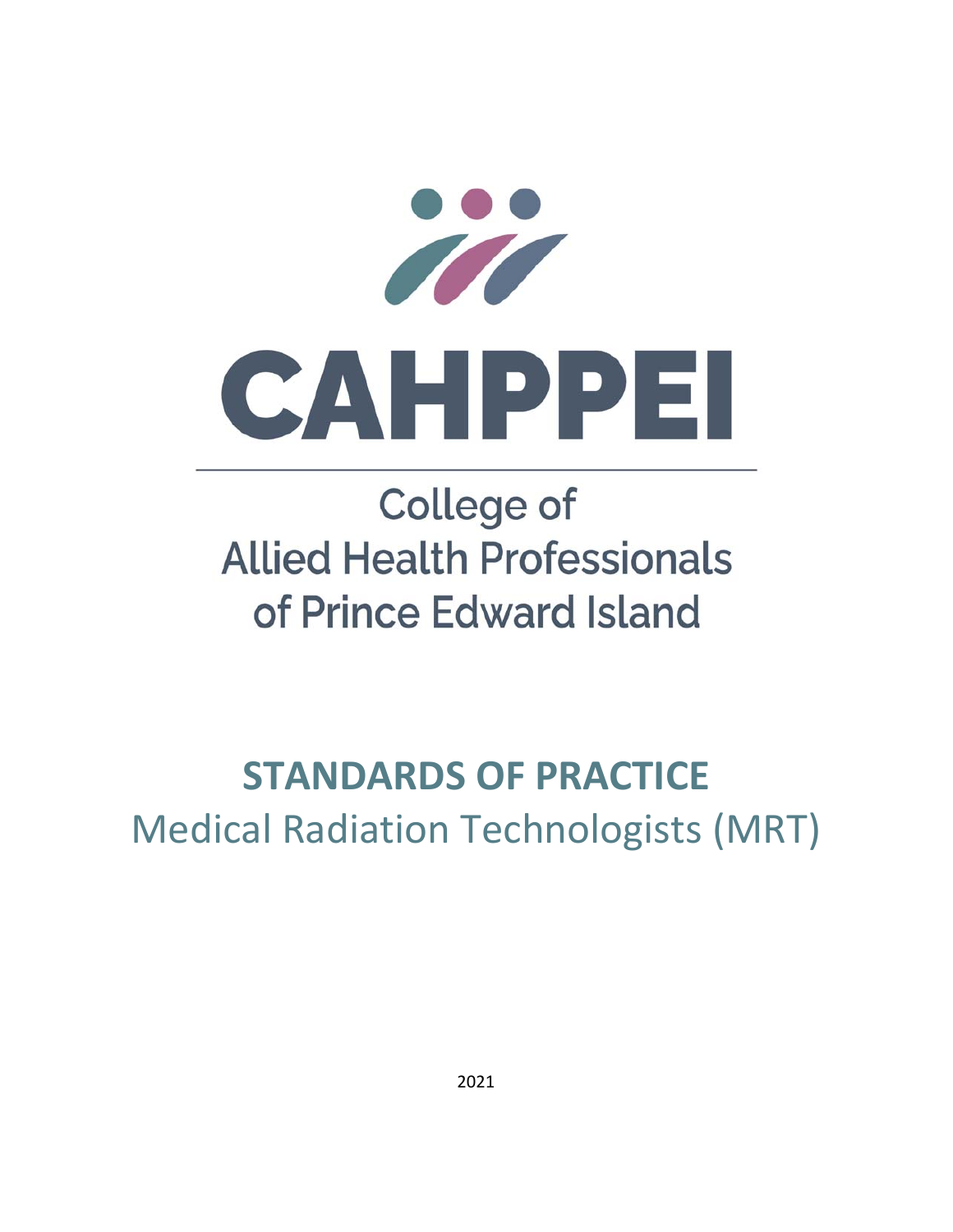# CAHPPEI

College of
Allied Health Professionals
of Prince Edward Island

## STANDARDS OF PRACTICE

Medical Radiation Technologists (MRT)

2021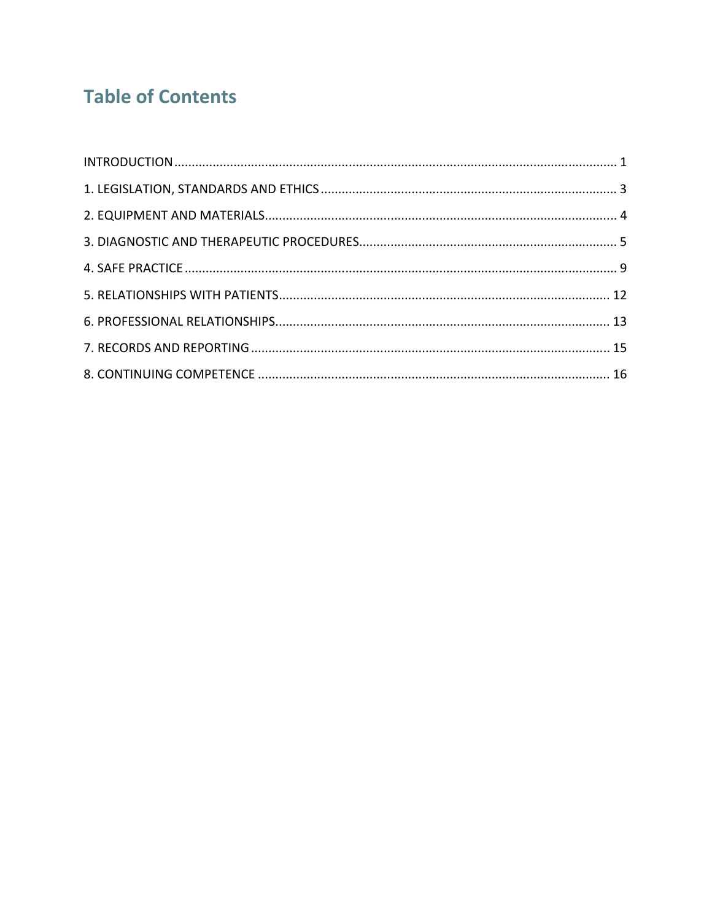# Table of Contents

INTRODUCTION ........................................ 1

1. LEGISLATION, STANDARDS AND ETHICS ........................................ 3

2. EQUIPMENT AND MATERIALS ........................................ 4

3. DIAGNOSTIC AND THERAPEUTIC PROCEDURES ........................................ 5

4. SAFE PRACTICE ........................................ 9

5. RELATIONSHIPS WITH PATIENTS ........................................ 12

6. PROFESSIONAL RELATIONSHIPS ........................................ 13

7. RECORDS AND REPORTING ........................................ 15

8. CONTINUING COMPETENCE ........................................ 16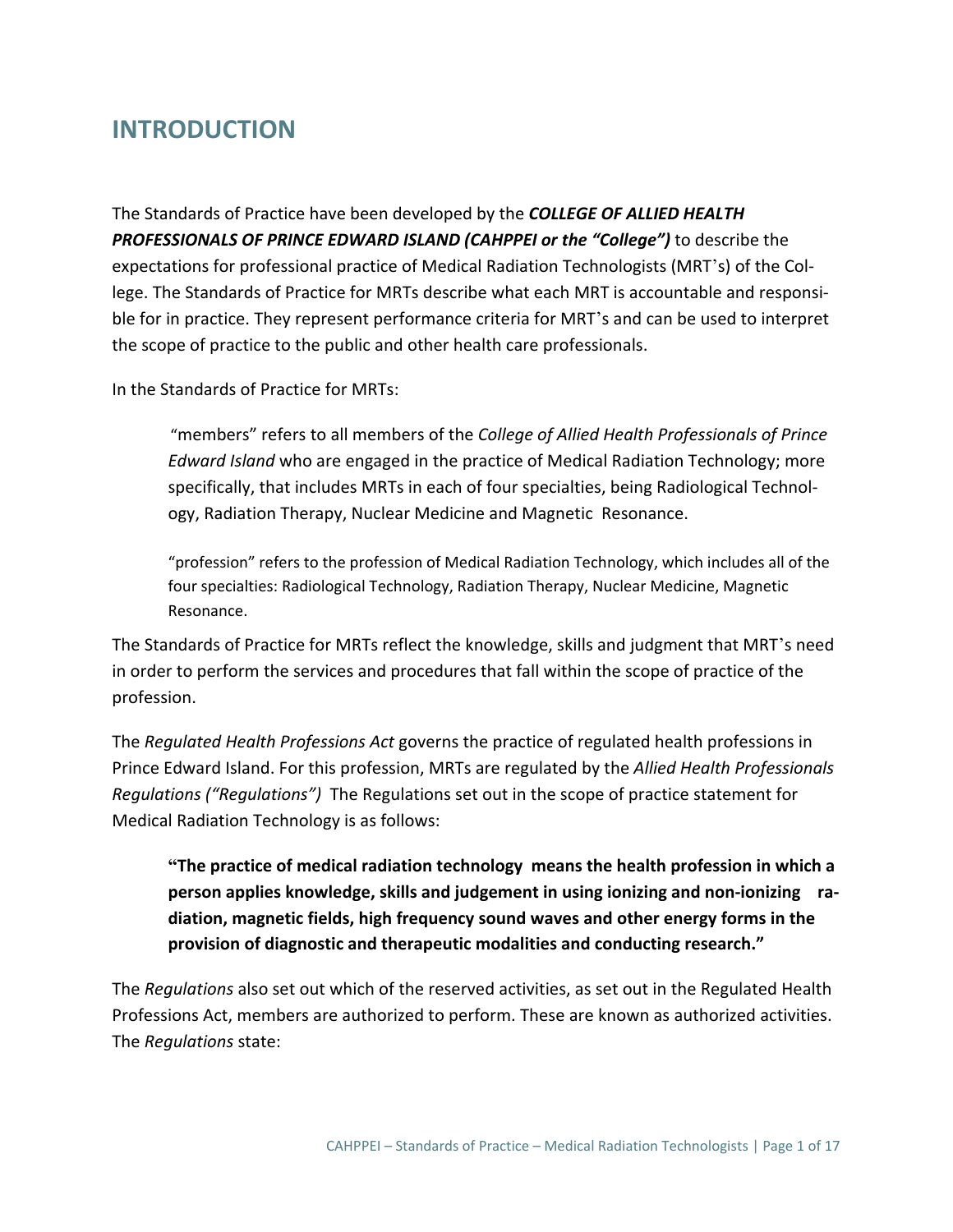# INTRODUCTION

The Standards of Practice have been developed by the ***COLLEGE OF ALLIED HEALTH PROFESSIONALS OF PRINCE EDWARD ISLAND (CAHPPEI or the "College")*** to describe the expectations for professional practice of Medical Radiation Technologists (MRT's) of the College. The Standards of Practice for MRTs describe what each MRT is accountable and responsible for in practice. They represent performance criteria for MRT's and can be used to interpret the scope of practice to the public and other health care professionals.

In the Standards of Practice for MRTs:

> "members" refers to all members of the *College of Allied Health Professionals of Prince Edward Island* who are engaged in the practice of Medical Radiation Technology; more specifically, that includes MRTs in each of four specialties, being Radiological Technology, Radiation Therapy, Nuclear Medicine and Magnetic Resonance.
>
> "profession" refers to the profession of Medical Radiation Technology, which includes all of the four specialties: Radiological Technology, Radiation Therapy, Nuclear Medicine, Magnetic Resonance.

The Standards of Practice for MRTs reflect the knowledge, skills and judgment that MRT's need in order to perform the services and procedures that fall within the scope of practice of the profession.

The *Regulated Health Professions Act* governs the practice of regulated health professions in Prince Edward Island. For this profession, MRTs are regulated by the *Allied Health Professionals Regulations ("Regulations")* The Regulations set out in the scope of practice statement for Medical Radiation Technology is as follows:

> **"The practice of medical radiation technology means the health profession in which a person applies knowledge, skills and judgement in using ionizing and non-ionizing radiation, magnetic fields, high frequency sound waves and other energy forms in the provision of diagnostic and therapeutic modalities and conducting research."**

The *Regulations* also set out which of the reserved activities, as set out in the Regulated Health Professions Act, members are authorized to perform. These are known as authorized activities. The *Regulations* state: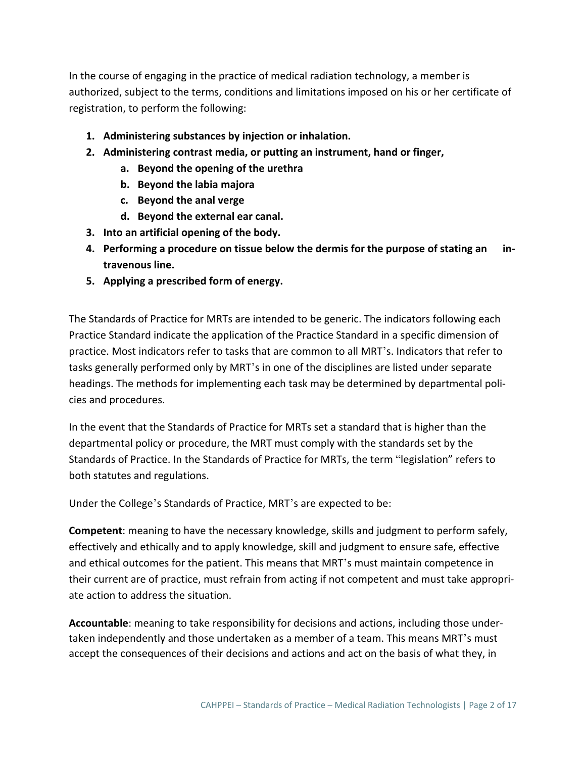In the course of engaging in the practice of medical radiation technology, a member is authorized, subject to the terms, conditions and limitations imposed on his or her certificate of registration, to perform the following:

1. **Administering substances by injection or inhalation.**
2. **Administering contrast media, or putting an instrument, hand or finger,**
   a. **Beyond the opening of the urethra**
   b. **Beyond the labia majora**
   c. **Beyond the anal verge**
   d. **Beyond the external ear canal.**
3. **Into an artificial opening of the body.**
4. **Performing a procedure on tissue below the dermis for the purpose of stating an intravenous line.**
5. **Applying a prescribed form of energy.**

The Standards of Practice for MRTs are intended to be generic. The indicators following each Practice Standard indicate the application of the Practice Standard in a specific dimension of practice. Most indicators refer to tasks that are common to all MRT's. Indicators that refer to tasks generally performed only by MRT's in one of the disciplines are listed under separate headings. The methods for implementing each task may be determined by departmental policies and procedures.

In the event that the Standards of Practice for MRTs set a standard that is higher than the departmental policy or procedure, the MRT must comply with the standards set by the Standards of Practice. In the Standards of Practice for MRTs, the term "legislation" refers to both statutes and regulations.

Under the College's Standards of Practice, MRT's are expected to be:

**Competent**: meaning to have the necessary knowledge, skills and judgment to perform safely, effectively and ethically and to apply knowledge, skill and judgment to ensure safe, effective and ethical outcomes for the patient. This means that MRT's must maintain competence in their current are of practice, must refrain from acting if not competent and must take appropriate action to address the situation.

**Accountable**: meaning to take responsibility for decisions and actions, including those undertaken independently and those undertaken as a member of a team. This means MRT's must accept the consequences of their decisions and actions and act on the basis of what they, in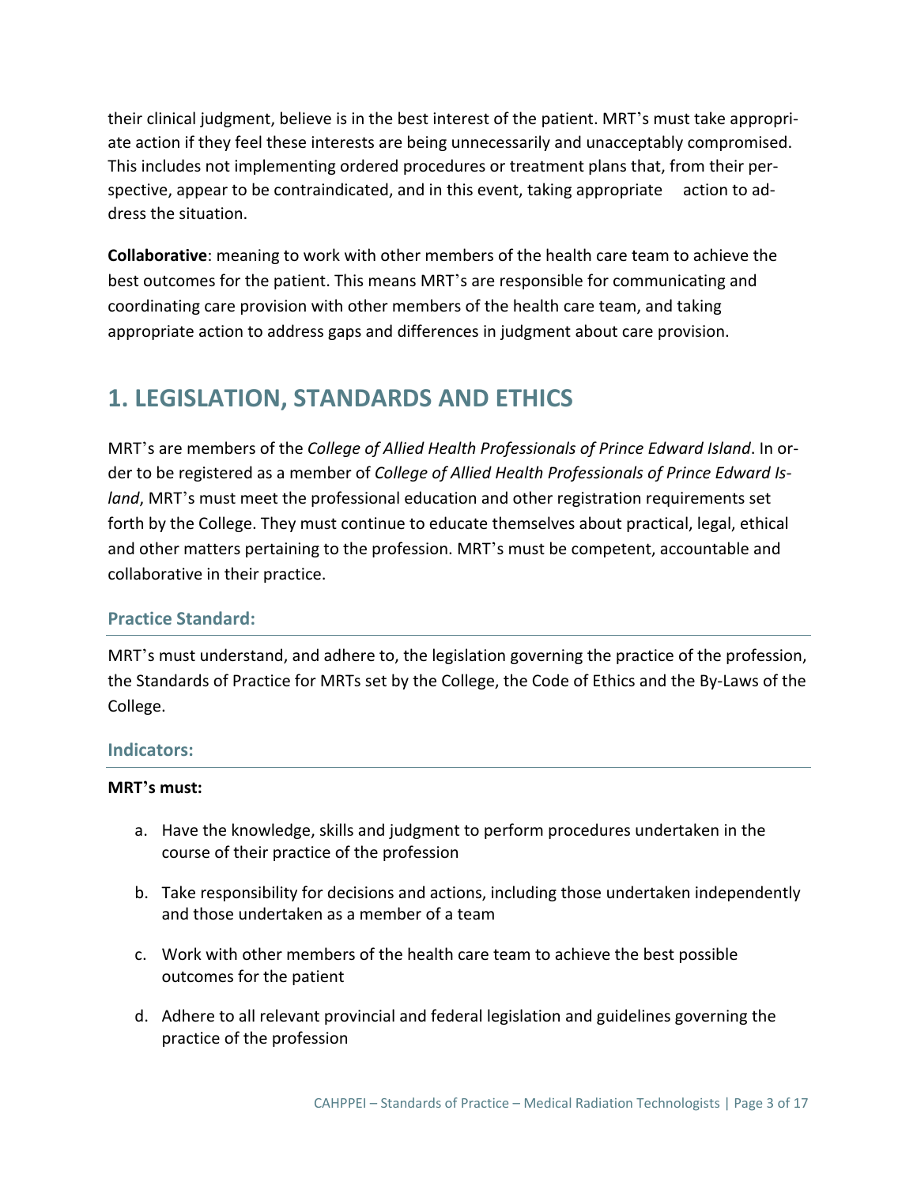their clinical judgment, believe is in the best interest of the patient. MRT's must take appropriate action if they feel these interests are being unnecessarily and unacceptably compromised. This includes not implementing ordered procedures or treatment plans that, from their perspective, appear to be contraindicated, and in this event, taking appropriate action to address the situation.

**Collaborative**: meaning to work with other members of the health care team to achieve the best outcomes for the patient. This means MRT's are responsible for communicating and coordinating care provision with other members of the health care team, and taking appropriate action to address gaps and differences in judgment about care provision.

## 1. LEGISLATION, STANDARDS AND ETHICS

MRT's are members of the *College of Allied Health Professionals of Prince Edward Island*. In order to be registered as a member of *College of Allied Health Professionals of Prince Edward Island*, MRT's must meet the professional education and other registration requirements set forth by the College. They must continue to educate themselves about practical, legal, ethical and other matters pertaining to the profession. MRT's must be competent, accountable and collaborative in their practice.

### Practice Standard:

MRT's must understand, and adhere to, the legislation governing the practice of the profession, the Standards of Practice for MRTs set by the College, the Code of Ethics and the By-Laws of the College.

### Indicators:

**MRT's must:**

a. Have the knowledge, skills and judgment to perform procedures undertaken in the course of their practice of the profession

b. Take responsibility for decisions and actions, including those undertaken independently and those undertaken as a member of a team

c. Work with other members of the health care team to achieve the best possible outcomes for the patient

d. Adhere to all relevant provincial and federal legislation and guidelines governing the practice of the profession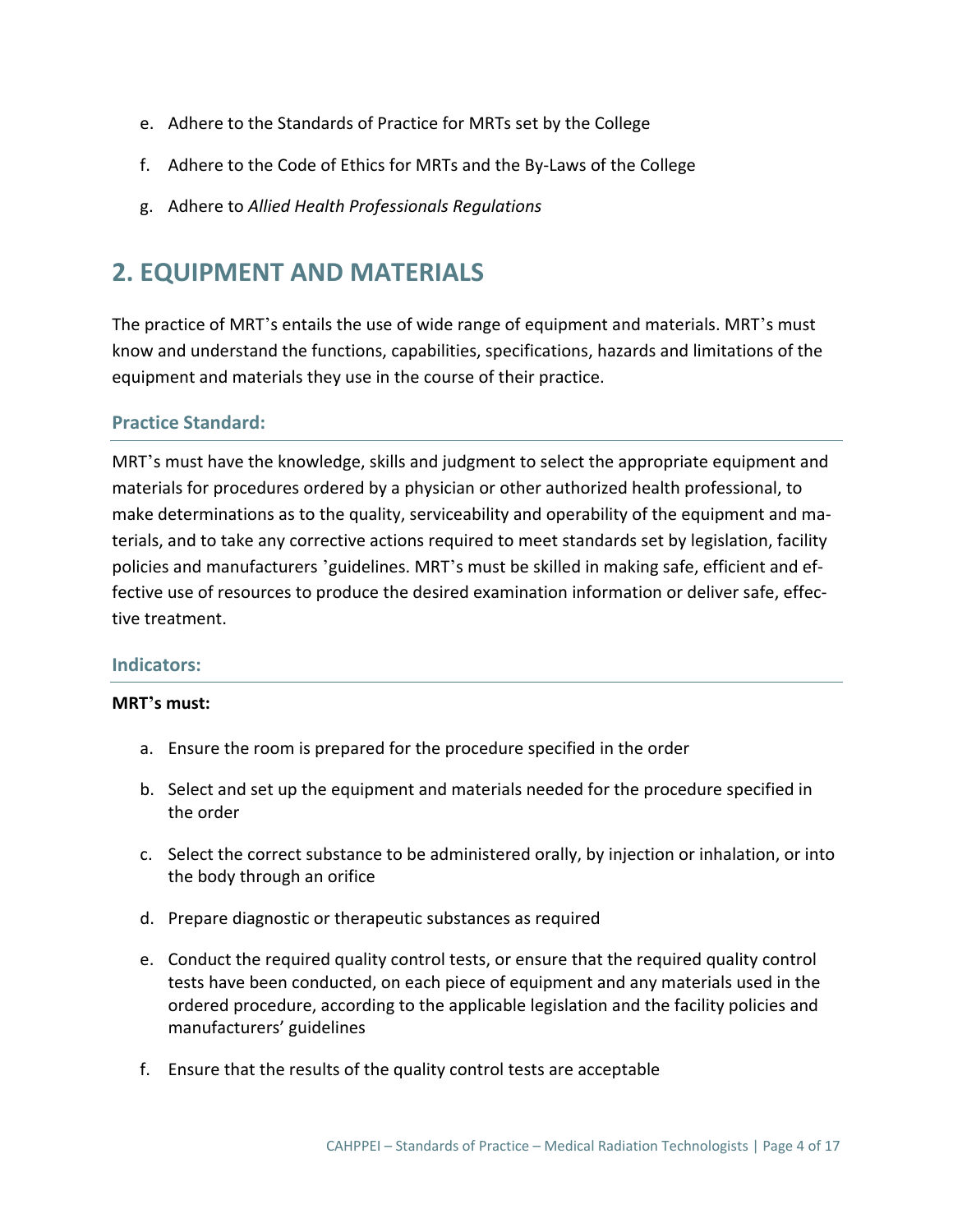e. Adhere to the Standards of Practice for MRTs set by the College

f. Adhere to the Code of Ethics for MRTs and the By-Laws of the College

g. Adhere to *Allied Health Professionals Regulations*

## 2. EQUIPMENT AND MATERIALS

The practice of MRT's entails the use of wide range of equipment and materials. MRT's must know and understand the functions, capabilities, specifications, hazards and limitations of the equipment and materials they use in the course of their practice.

### Practice Standard:

MRT's must have the knowledge, skills and judgment to select the appropriate equipment and materials for procedures ordered by a physician or other authorized health professional, to make determinations as to the quality, serviceability and operability of the equipment and materials, and to take any corrective actions required to meet standards set by legislation, facility policies and manufacturers 'guidelines. MRT's must be skilled in making safe, efficient and effective use of resources to produce the desired examination information or deliver safe, effective treatment.

### Indicators:

**MRT's must:**

a. Ensure the room is prepared for the procedure specified in the order

b. Select and set up the equipment and materials needed for the procedure specified in the order

c. Select the correct substance to be administered orally, by injection or inhalation, or into the body through an orifice

d. Prepare diagnostic or therapeutic substances as required

e. Conduct the required quality control tests, or ensure that the required quality control tests have been conducted, on each piece of equipment and any materials used in the ordered procedure, according to the applicable legislation and the facility policies and manufacturers' guidelines

f. Ensure that the results of the quality control tests are acceptable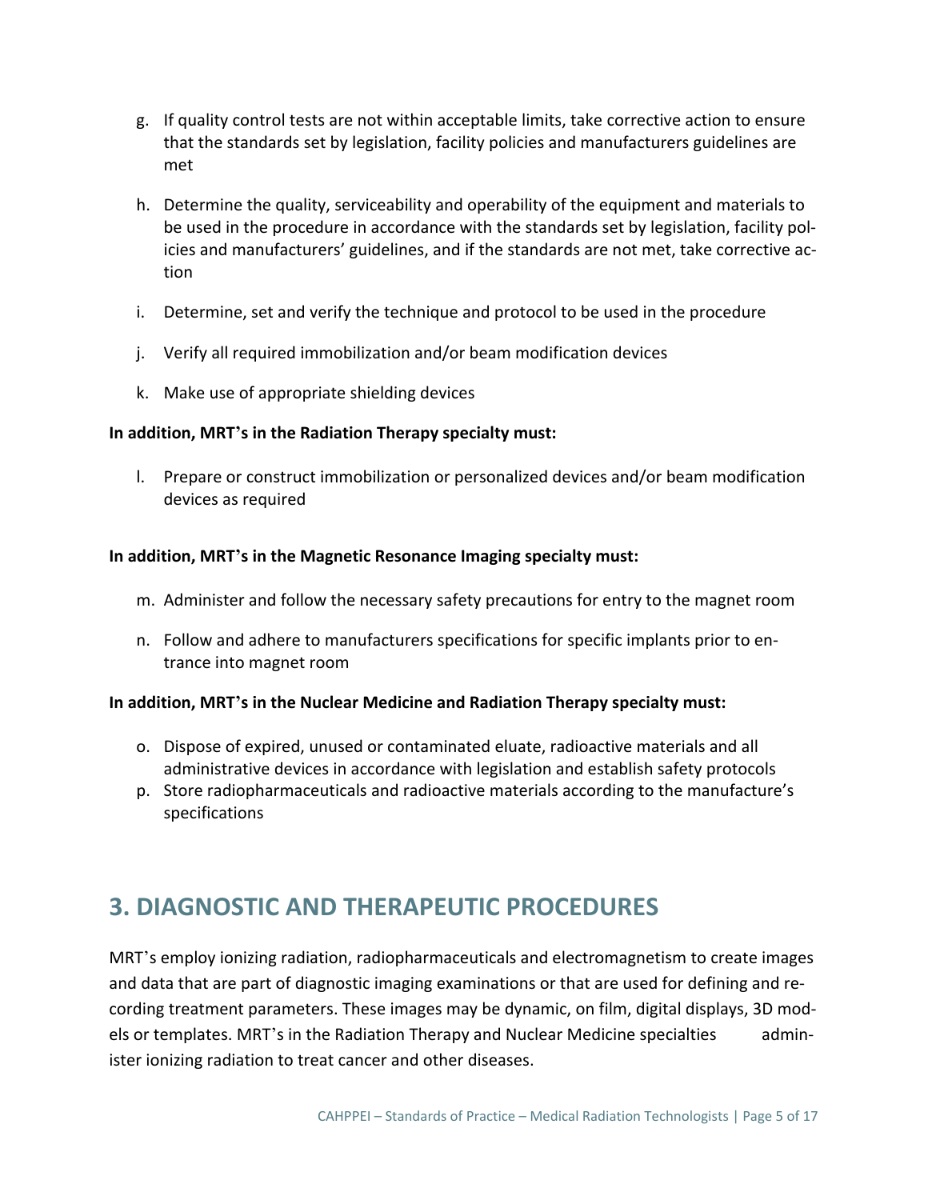g. If quality control tests are not within acceptable limits, take corrective action to ensure that the standards set by legislation, facility policies and manufacturers guidelines are met

h. Determine the quality, serviceability and operability of the equipment and materials to be used in the procedure in accordance with the standards set by legislation, facility policies and manufacturers' guidelines, and if the standards are not met, take corrective action

i. Determine, set and verify the technique and protocol to be used in the procedure

j. Verify all required immobilization and/or beam modification devices

k. Make use of appropriate shielding devices

**In addition, MRT's in the Radiation Therapy specialty must:**

l. Prepare or construct immobilization or personalized devices and/or beam modification devices as required

**In addition, MRT's in the Magnetic Resonance Imaging specialty must:**

m. Administer and follow the necessary safety precautions for entry to the magnet room

n. Follow and adhere to manufacturers specifications for specific implants prior to entrance into magnet room

**In addition, MRT's in the Nuclear Medicine and Radiation Therapy specialty must:**

o. Dispose of expired, unused or contaminated eluate, radioactive materials and all administrative devices in accordance with legislation and establish safety protocols
p. Store radiopharmaceuticals and radioactive materials according to the manufacture's specifications

## 3. DIAGNOSTIC AND THERAPEUTIC PROCEDURES

MRT's employ ionizing radiation, radiopharmaceuticals and electromagnetism to create images and data that are part of diagnostic imaging examinations or that are used for defining and recording treatment parameters. These images may be dynamic, on film, digital displays, 3D models or templates. MRT's in the Radiation Therapy and Nuclear Medicine specialties administer ionizing radiation to treat cancer and other diseases.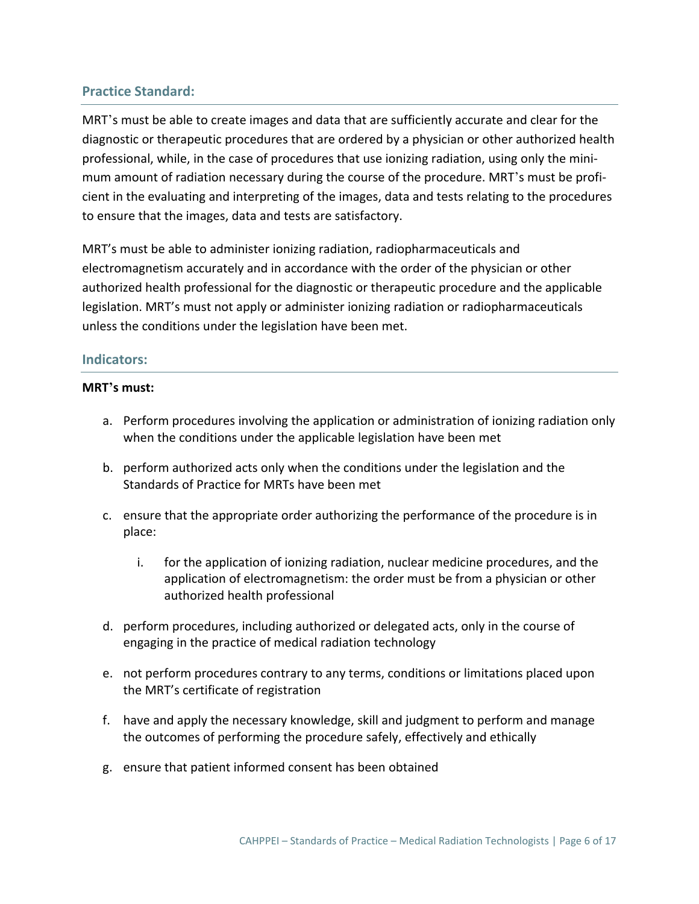## Practice Standard:

MRT's must be able to create images and data that are sufficiently accurate and clear for the diagnostic or therapeutic procedures that are ordered by a physician or other authorized health professional, while, in the case of procedures that use ionizing radiation, using only the minimum amount of radiation necessary during the course of the procedure. MRT's must be proficient in the evaluating and interpreting of the images, data and tests relating to the procedures to ensure that the images, data and tests are satisfactory.

MRT's must be able to administer ionizing radiation, radiopharmaceuticals and electromagnetism accurately and in accordance with the order of the physician or other authorized health professional for the diagnostic or therapeutic procedure and the applicable legislation. MRT's must not apply or administer ionizing radiation or radiopharmaceuticals unless the conditions under the legislation have been met.

## Indicators:

**MRT's must:**

a. Perform procedures involving the application or administration of ionizing radiation only when the conditions under the applicable legislation have been met

b. perform authorized acts only when the conditions under the legislation and the Standards of Practice for MRTs have been met

c. ensure that the appropriate order authorizing the performance of the procedure is in place:

   i. for the application of ionizing radiation, nuclear medicine procedures, and the application of electromagnetism: the order must be from a physician or other authorized health professional

d. perform procedures, including authorized or delegated acts, only in the course of engaging in the practice of medical radiation technology

e. not perform procedures contrary to any terms, conditions or limitations placed upon the MRT's certificate of registration

f. have and apply the necessary knowledge, skill and judgment to perform and manage the outcomes of performing the procedure safely, effectively and ethically

g. ensure that patient informed consent has been obtained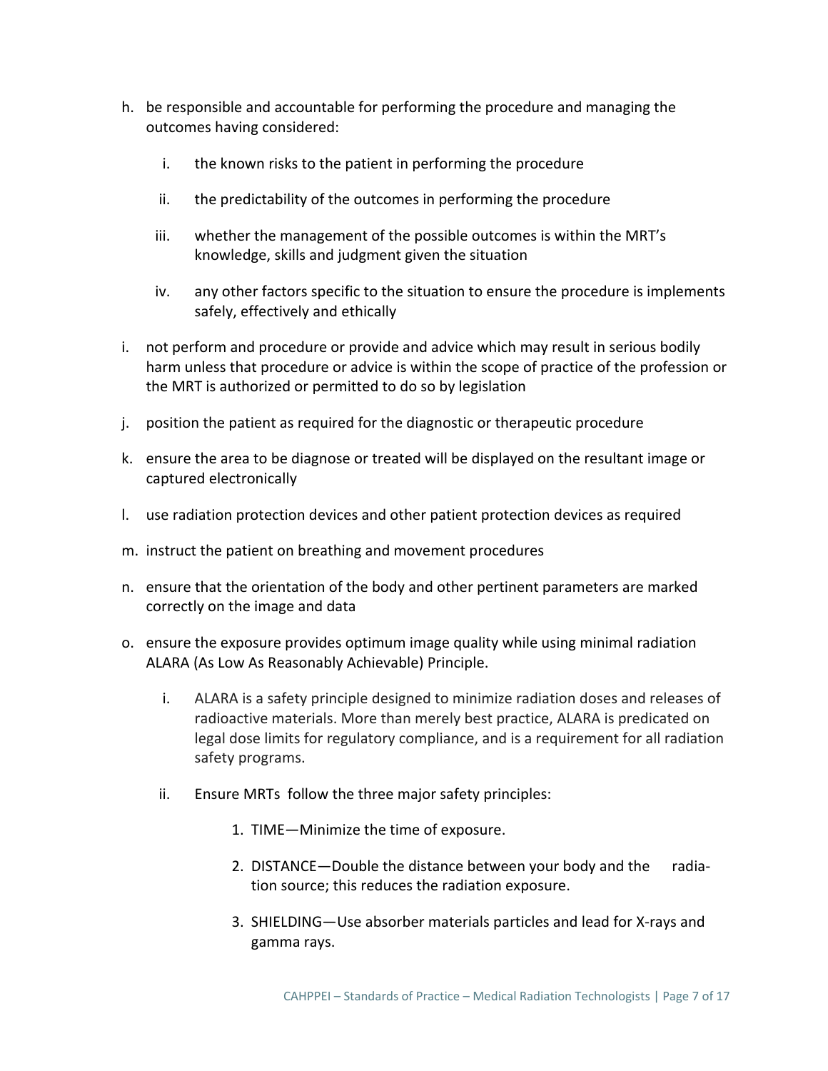h. be responsible and accountable for performing the procedure and managing the outcomes having considered:

    i. the known risks to the patient in performing the procedure

    ii. the predictability of the outcomes in performing the procedure

    iii. whether the management of the possible outcomes is within the MRT's knowledge, skills and judgment given the situation

    iv. any other factors specific to the situation to ensure the procedure is implements safely, effectively and ethically

i. not perform and procedure or provide and advice which may result in serious bodily harm unless that procedure or advice is within the scope of practice of the profession or the MRT is authorized or permitted to do so by legislation

j. position the patient as required for the diagnostic or therapeutic procedure

k. ensure the area to be diagnose or treated will be displayed on the resultant image or captured electronically

l. use radiation protection devices and other patient protection devices as required

m. instruct the patient on breathing and movement procedures

n. ensure that the orientation of the body and other pertinent parameters are marked correctly on the image and data

o. ensure the exposure provides optimum image quality while using minimal radiation ALARA (As Low As Reasonably Achievable) Principle.

    i. ALARA is a safety principle designed to minimize radiation doses and releases of radioactive materials. More than merely best practice, ALARA is predicated on legal dose limits for regulatory compliance, and is a requirement for all radiation safety programs.

    ii. Ensure MRTs follow the three major safety principles:

        1. TIME—Minimize the time of exposure.

        2. DISTANCE—Double the distance between your body and the radiation source; this reduces the radiation exposure.

        3. SHIELDING—Use absorber materials particles and lead for X-rays and gamma rays.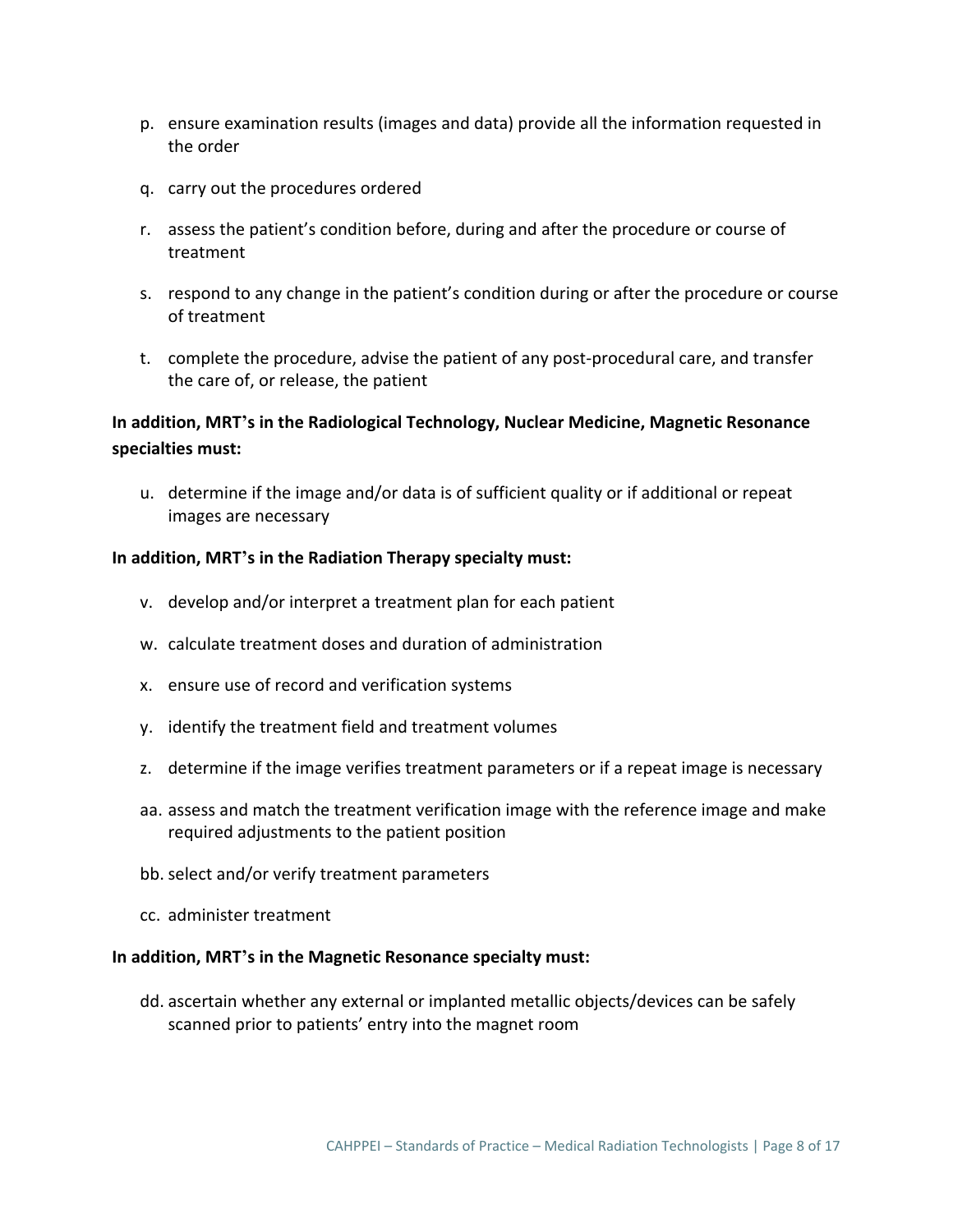p. ensure examination results (images and data) provide all the information requested in the order

q. carry out the procedures ordered

r. assess the patient's condition before, during and after the procedure or course of treatment

s. respond to any change in the patient's condition during or after the procedure or course of treatment

t. complete the procedure, advise the patient of any post-procedural care, and transfer the care of, or release, the patient

**In addition, MRT's in the Radiological Technology, Nuclear Medicine, Magnetic Resonance specialties must:**

u. determine if the image and/or data is of sufficient quality or if additional or repeat images are necessary

**In addition, MRT's in the Radiation Therapy specialty must:**

v. develop and/or interpret a treatment plan for each patient

w. calculate treatment doses and duration of administration

x. ensure use of record and verification systems

y. identify the treatment field and treatment volumes

z. determine if the image verifies treatment parameters or if a repeat image is necessary

aa. assess and match the treatment verification image with the reference image and make required adjustments to the patient position

bb. select and/or verify treatment parameters

cc. administer treatment

**In addition, MRT's in the Magnetic Resonance specialty must:**

dd. ascertain whether any external or implanted metallic objects/devices can be safely scanned prior to patients' entry into the magnet room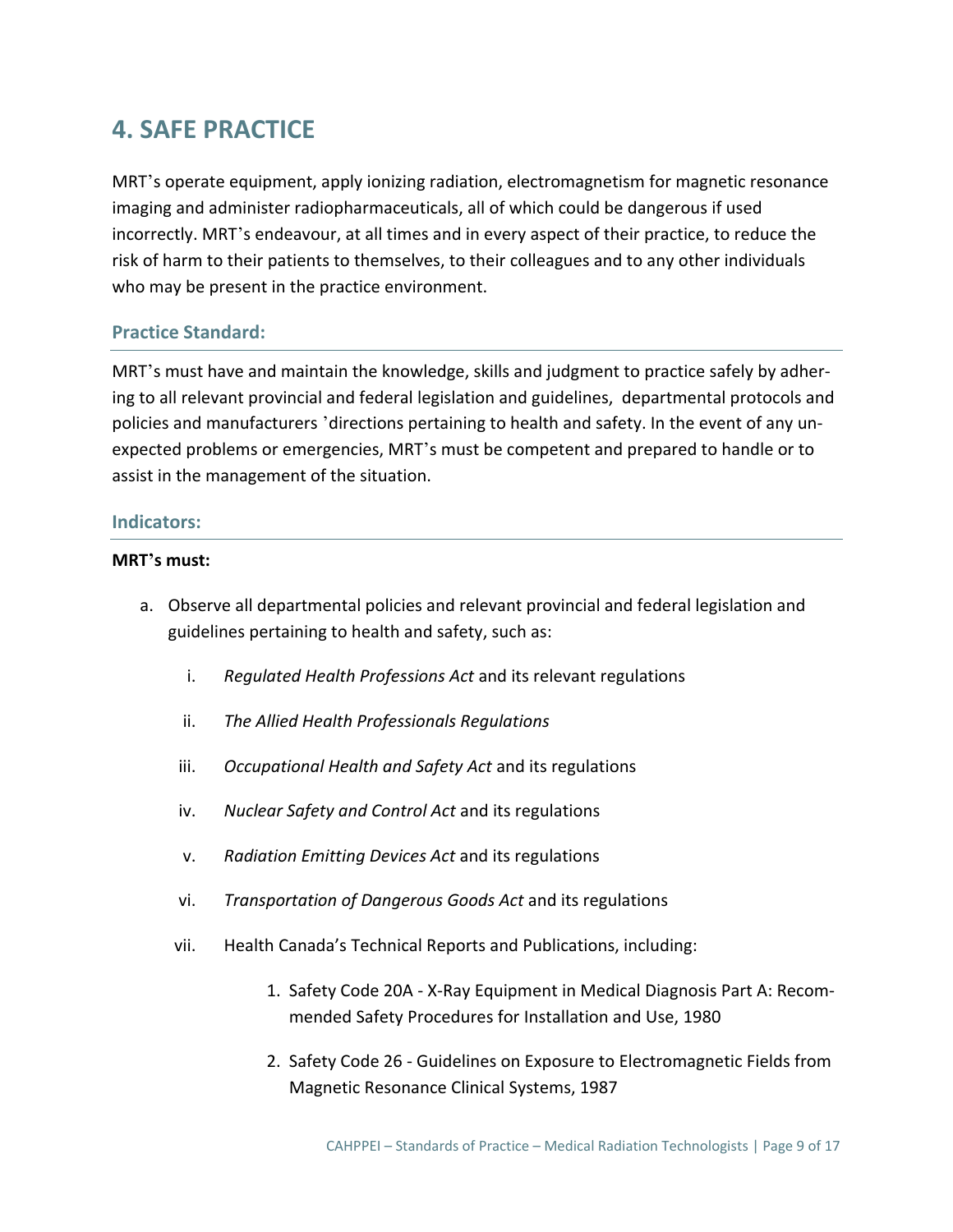## 4. SAFE PRACTICE

MRT's operate equipment, apply ionizing radiation, electromagnetism for magnetic resonance imaging and administer radiopharmaceuticals, all of which could be dangerous if used incorrectly. MRT's endeavour, at all times and in every aspect of their practice, to reduce the risk of harm to their patients to themselves, to their colleagues and to any other individuals who may be present in the practice environment.

### Practice Standard:

MRT's must have and maintain the knowledge, skills and judgment to practice safely by adhering to all relevant provincial and federal legislation and guidelines, departmental protocols and policies and manufacturers 'directions pertaining to health and safety. In the event of any unexpected problems or emergencies, MRT's must be competent and prepared to handle or to assist in the management of the situation.

### Indicators:

**MRT's must:**

a. Observe all departmental policies and relevant provincial and federal legislation and guidelines pertaining to health and safety, such as:

   i. *Regulated Health Professions Act* and its relevant regulations

   ii. *The Allied Health Professionals Regulations*

   iii. *Occupational Health and Safety Act* and its regulations

   iv. *Nuclear Safety and Control Act* and its regulations

   v. *Radiation Emitting Devices Act* and its regulations

   vi. *Transportation of Dangerous Goods Act* and its regulations

   vii. Health Canada's Technical Reports and Publications, including:

      1. Safety Code 20A - X-Ray Equipment in Medical Diagnosis Part A: Recommended Safety Procedures for Installation and Use, 1980

      2. Safety Code 26 - Guidelines on Exposure to Electromagnetic Fields from Magnetic Resonance Clinical Systems, 1987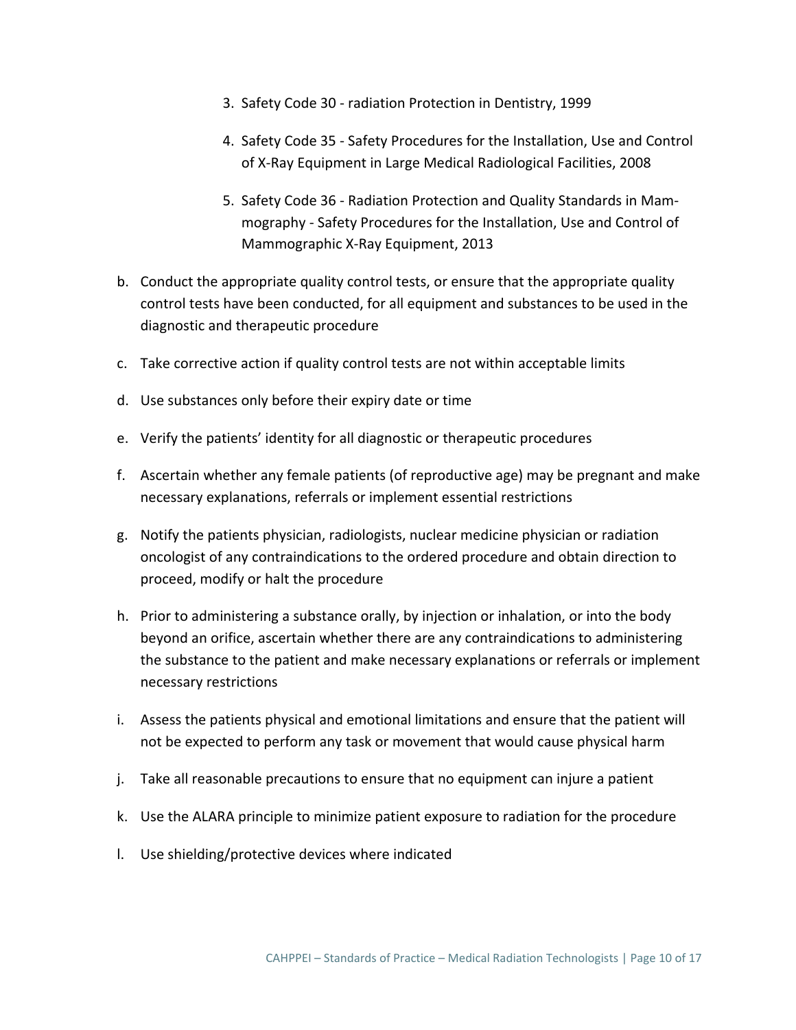3. Safety Code 30 - radiation Protection in Dentistry, 1999

4. Safety Code 35 - Safety Procedures for the Installation, Use and Control of X-Ray Equipment in Large Medical Radiological Facilities, 2008

5. Safety Code 36 - Radiation Protection and Quality Standards in Mammography - Safety Procedures for the Installation, Use and Control of Mammographic X-Ray Equipment, 2013

b. Conduct the appropriate quality control tests, or ensure that the appropriate quality control tests have been conducted, for all equipment and substances to be used in the diagnostic and therapeutic procedure

c. Take corrective action if quality control tests are not within acceptable limits

d. Use substances only before their expiry date or time

e. Verify the patients' identity for all diagnostic or therapeutic procedures

f. Ascertain whether any female patients (of reproductive age) may be pregnant and make necessary explanations, referrals or implement essential restrictions

g. Notify the patients physician, radiologists, nuclear medicine physician or radiation oncologist of any contraindications to the ordered procedure and obtain direction to proceed, modify or halt the procedure

h. Prior to administering a substance orally, by injection or inhalation, or into the body beyond an orifice, ascertain whether there are any contraindications to administering the substance to the patient and make necessary explanations or referrals or implement necessary restrictions

i. Assess the patients physical and emotional limitations and ensure that the patient will not be expected to perform any task or movement that would cause physical harm

j. Take all reasonable precautions to ensure that no equipment can injure a patient

k. Use the ALARA principle to minimize patient exposure to radiation for the procedure

l. Use shielding/protective devices where indicated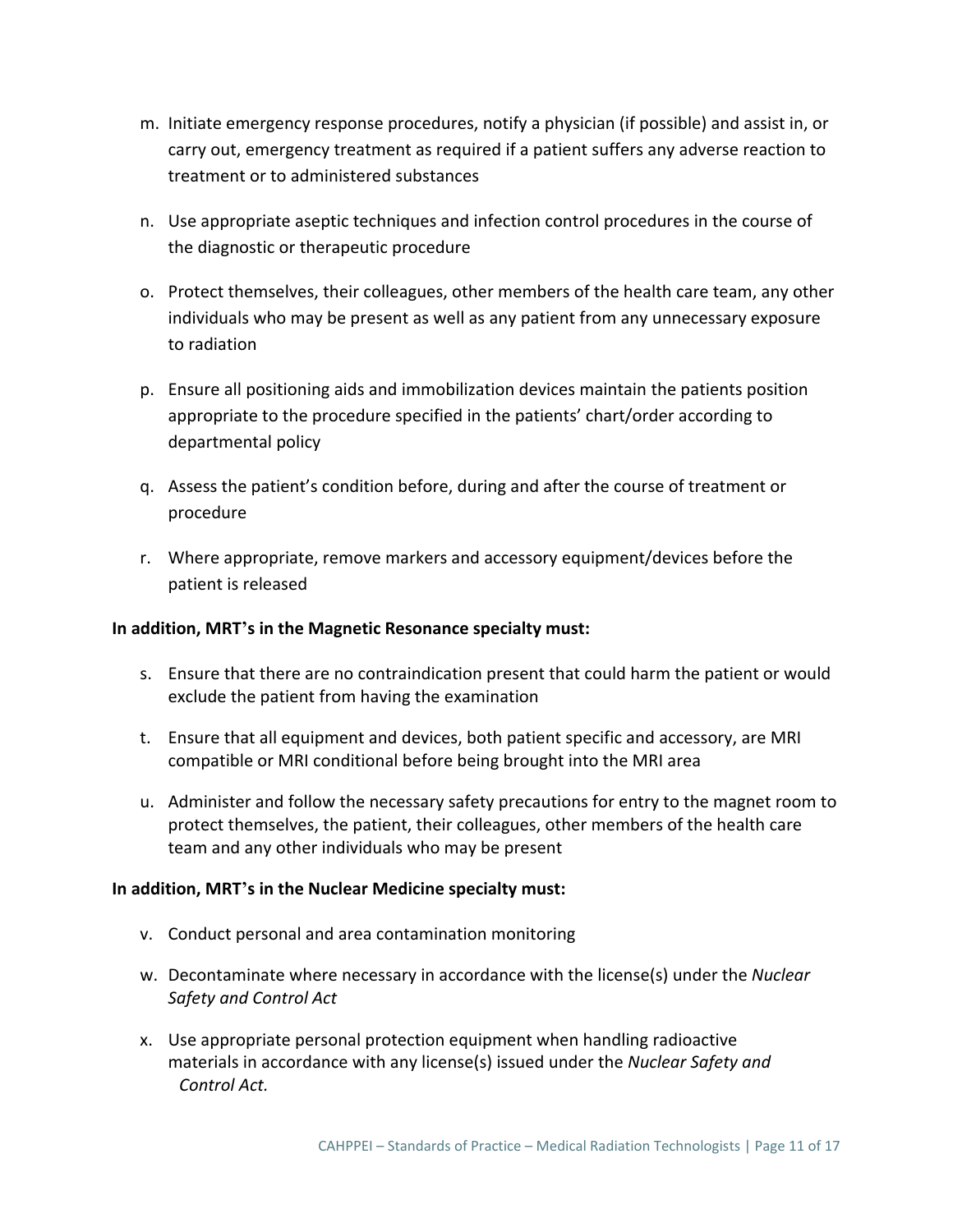m. Initiate emergency response procedures, notify a physician (if possible) and assist in, or carry out, emergency treatment as required if a patient suffers any adverse reaction to treatment or to administered substances

n. Use appropriate aseptic techniques and infection control procedures in the course of the diagnostic or therapeutic procedure

o. Protect themselves, their colleagues, other members of the health care team, any other individuals who may be present as well as any patient from any unnecessary exposure to radiation

p. Ensure all positioning aids and immobilization devices maintain the patients position appropriate to the procedure specified in the patients' chart/order according to departmental policy

q. Assess the patient's condition before, during and after the course of treatment or procedure

r. Where appropriate, remove markers and accessory equipment/devices before the patient is released

**In addition, MRT's in the Magnetic Resonance specialty must:**

s. Ensure that there are no contraindication present that could harm the patient or would exclude the patient from having the examination

t. Ensure that all equipment and devices, both patient specific and accessory, are MRI compatible or MRI conditional before being brought into the MRI area

u. Administer and follow the necessary safety precautions for entry to the magnet room to protect themselves, the patient, their colleagues, other members of the health care team and any other individuals who may be present

**In addition, MRT's in the Nuclear Medicine specialty must:**

v. Conduct personal and area contamination monitoring

w. Decontaminate where necessary in accordance with the license(s) under the *Nuclear Safety and Control Act*

x. Use appropriate personal protection equipment when handling radioactive materials in accordance with any license(s) issued under the *Nuclear Safety and Control Act.*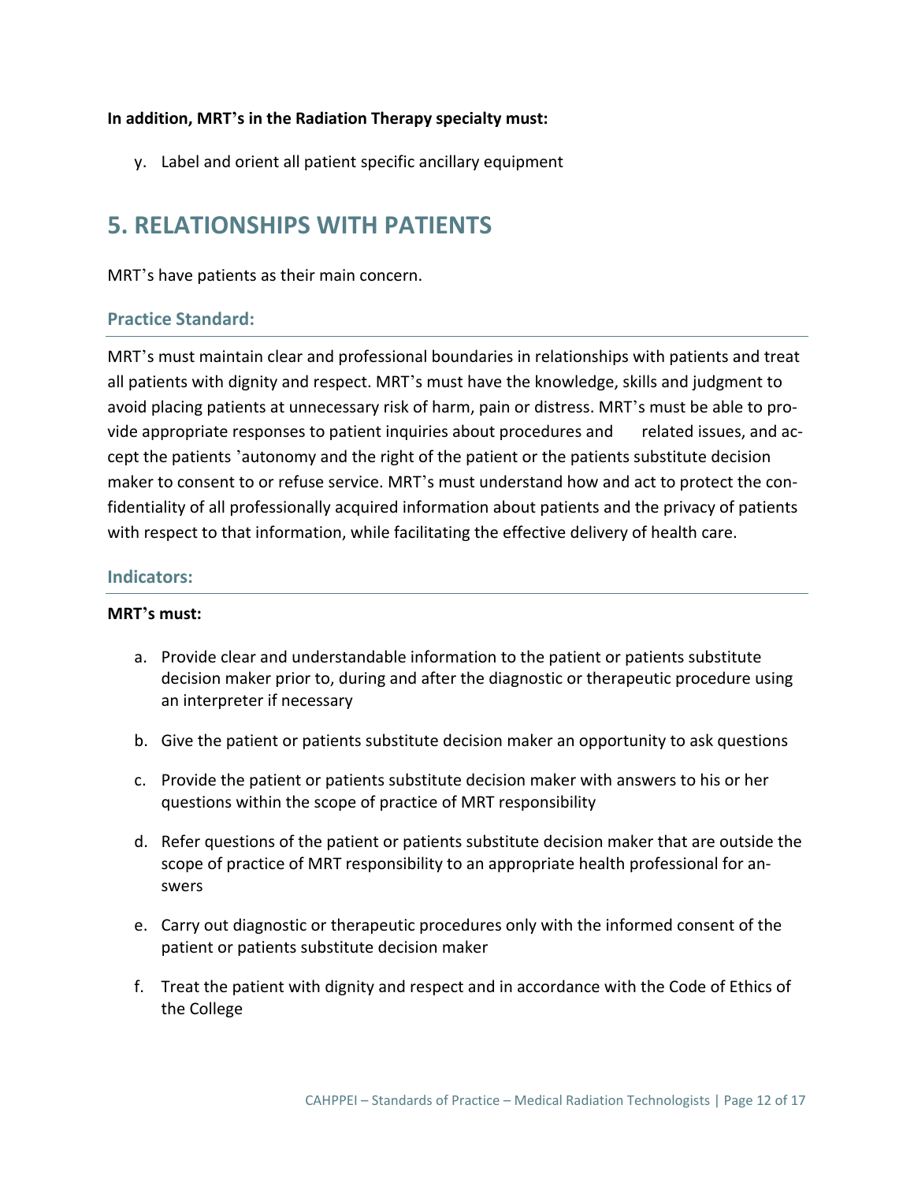**In addition, MRT's in the Radiation Therapy specialty must:**

y. Label and orient all patient specific ancillary equipment

# 5. RELATIONSHIPS WITH PATIENTS

MRT's have patients as their main concern.

### Practice Standard:

MRT's must maintain clear and professional boundaries in relationships with patients and treat all patients with dignity and respect. MRT's must have the knowledge, skills and judgment to avoid placing patients at unnecessary risk of harm, pain or distress. MRT's must be able to provide appropriate responses to patient inquiries about procedures and related issues, and accept the patients 'autonomy and the right of the patient or the patients substitute decision maker to consent to or refuse service. MRT's must understand how and act to protect the confidentiality of all professionally acquired information about patients and the privacy of patients with respect to that information, while facilitating the effective delivery of health care.

### Indicators:

**MRT's must:**

a. Provide clear and understandable information to the patient or patients substitute decision maker prior to, during and after the diagnostic or therapeutic procedure using an interpreter if necessary

b. Give the patient or patients substitute decision maker an opportunity to ask questions

c. Provide the patient or patients substitute decision maker with answers to his or her questions within the scope of practice of MRT responsibility

d. Refer questions of the patient or patients substitute decision maker that are outside the scope of practice of MRT responsibility to an appropriate health professional for answers

e. Carry out diagnostic or therapeutic procedures only with the informed consent of the patient or patients substitute decision maker

f. Treat the patient with dignity and respect and in accordance with the Code of Ethics of the College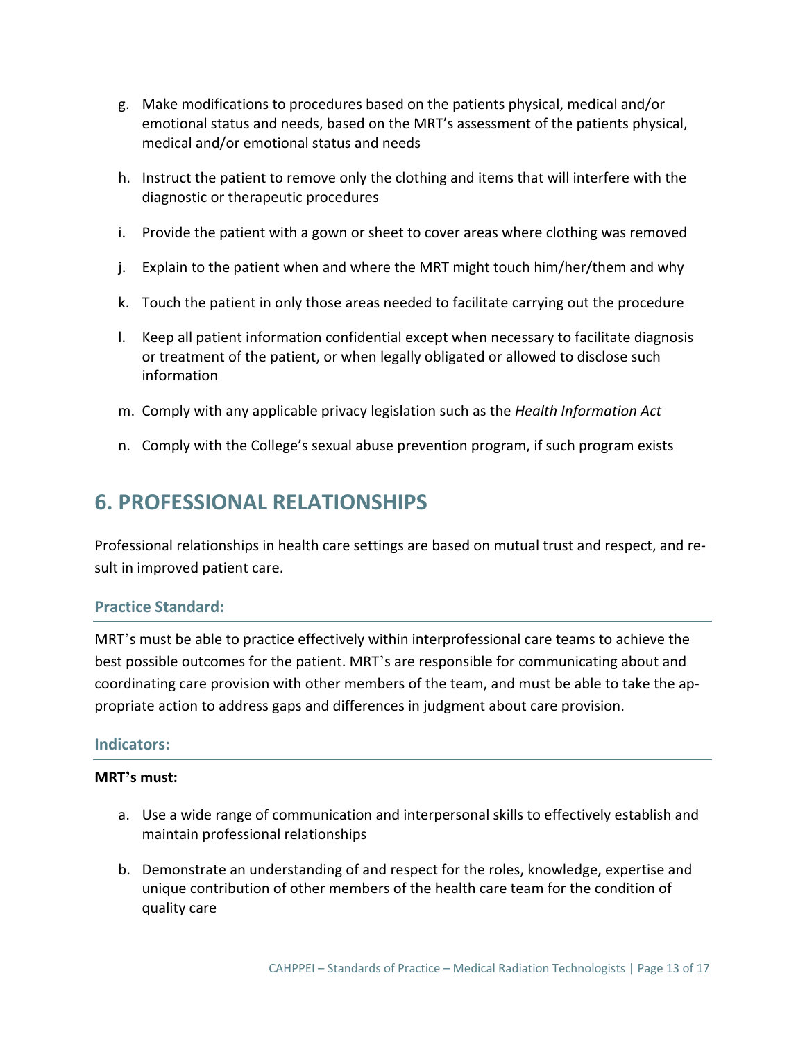g. Make modifications to procedures based on the patients physical, medical and/or emotional status and needs, based on the MRT's assessment of the patients physical, medical and/or emotional status and needs

h. Instruct the patient to remove only the clothing and items that will interfere with the diagnostic or therapeutic procedures

i. Provide the patient with a gown or sheet to cover areas where clothing was removed

j. Explain to the patient when and where the MRT might touch him/her/them and why

k. Touch the patient in only those areas needed to facilitate carrying out the procedure

l. Keep all patient information confidential except when necessary to facilitate diagnosis or treatment of the patient, or when legally obligated or allowed to disclose such information

m. Comply with any applicable privacy legislation such as the *Health Information Act*

n. Comply with the College's sexual abuse prevention program, if such program exists

## 6. PROFESSIONAL RELATIONSHIPS

Professional relationships in health care settings are based on mutual trust and respect, and result in improved patient care.

### Practice Standard:

MRT's must be able to practice effectively within interprofessional care teams to achieve the best possible outcomes for the patient. MRT's are responsible for communicating about and coordinating care provision with other members of the team, and must be able to take the appropriate action to address gaps and differences in judgment about care provision.

### Indicators:

**MRT's must:**

a. Use a wide range of communication and interpersonal skills to effectively establish and maintain professional relationships

b. Demonstrate an understanding of and respect for the roles, knowledge, expertise and unique contribution of other members of the health care team for the condition of quality care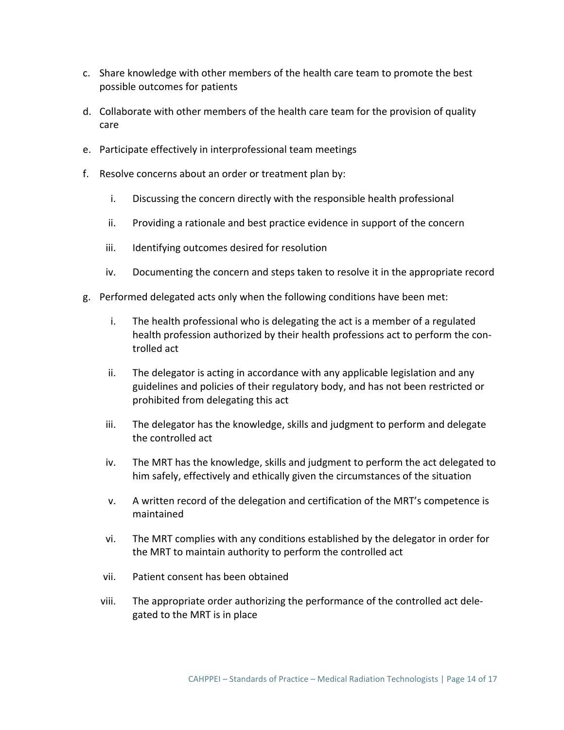c. Share knowledge with other members of the health care team to promote the best possible outcomes for patients

d. Collaborate with other members of the health care team for the provision of quality care

e. Participate effectively in interprofessional team meetings

f. Resolve concerns about an order or treatment plan by:

    i. Discussing the concern directly with the responsible health professional

    ii. Providing a rationale and best practice evidence in support of the concern

    iii. Identifying outcomes desired for resolution

    iv. Documenting the concern and steps taken to resolve it in the appropriate record

g. Performed delegated acts only when the following conditions have been met:

    i. The health professional who is delegating the act is a member of a regulated health profession authorized by their health professions act to perform the controlled act

    ii. The delegator is acting in accordance with any applicable legislation and any guidelines and policies of their regulatory body, and has not been restricted or prohibited from delegating this act

    iii. The delegator has the knowledge, skills and judgment to perform and delegate the controlled act

    iv. The MRT has the knowledge, skills and judgment to perform the act delegated to him safely, effectively and ethically given the circumstances of the situation

    v. A written record of the delegation and certification of the MRT's competence is maintained

    vi. The MRT complies with any conditions established by the delegator in order for the MRT to maintain authority to perform the controlled act

    vii. Patient consent has been obtained

    viii. The appropriate order authorizing the performance of the controlled act delegated to the MRT is in place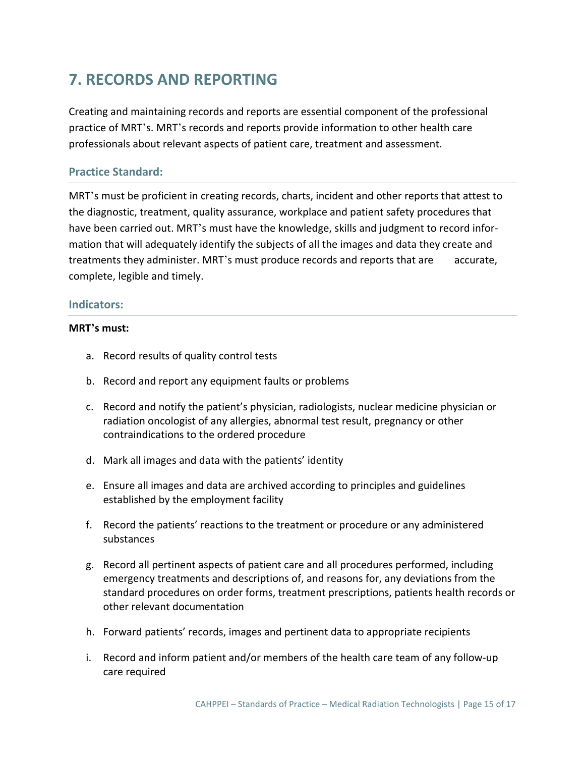# 7. RECORDS AND REPORTING

Creating and maintaining records and reports are essential component of the professional practice of MRT's. MRT's records and reports provide information to other health care professionals about relevant aspects of patient care, treatment and assessment.

### Practice Standard:

MRT's must be proficient in creating records, charts, incident and other reports that attest to the diagnostic, treatment, quality assurance, workplace and patient safety procedures that have been carried out. MRT's must have the knowledge, skills and judgment to record information that will adequately identify the subjects of all the images and data they create and treatments they administer. MRT's must produce records and reports that are accurate, complete, legible and timely.

### Indicators:

**MRT's must:**

a. Record results of quality control tests

b. Record and report any equipment faults or problems

c. Record and notify the patient's physician, radiologists, nuclear medicine physician or radiation oncologist of any allergies, abnormal test result, pregnancy or other contraindications to the ordered procedure

d. Mark all images and data with the patients' identity

e. Ensure all images and data are archived according to principles and guidelines established by the employment facility

f. Record the patients' reactions to the treatment or procedure or any administered substances

g. Record all pertinent aspects of patient care and all procedures performed, including emergency treatments and descriptions of, and reasons for, any deviations from the standard procedures on order forms, treatment prescriptions, patients health records or other relevant documentation

h. Forward patients' records, images and pertinent data to appropriate recipients

i. Record and inform patient and/or members of the health care team of any follow-up care required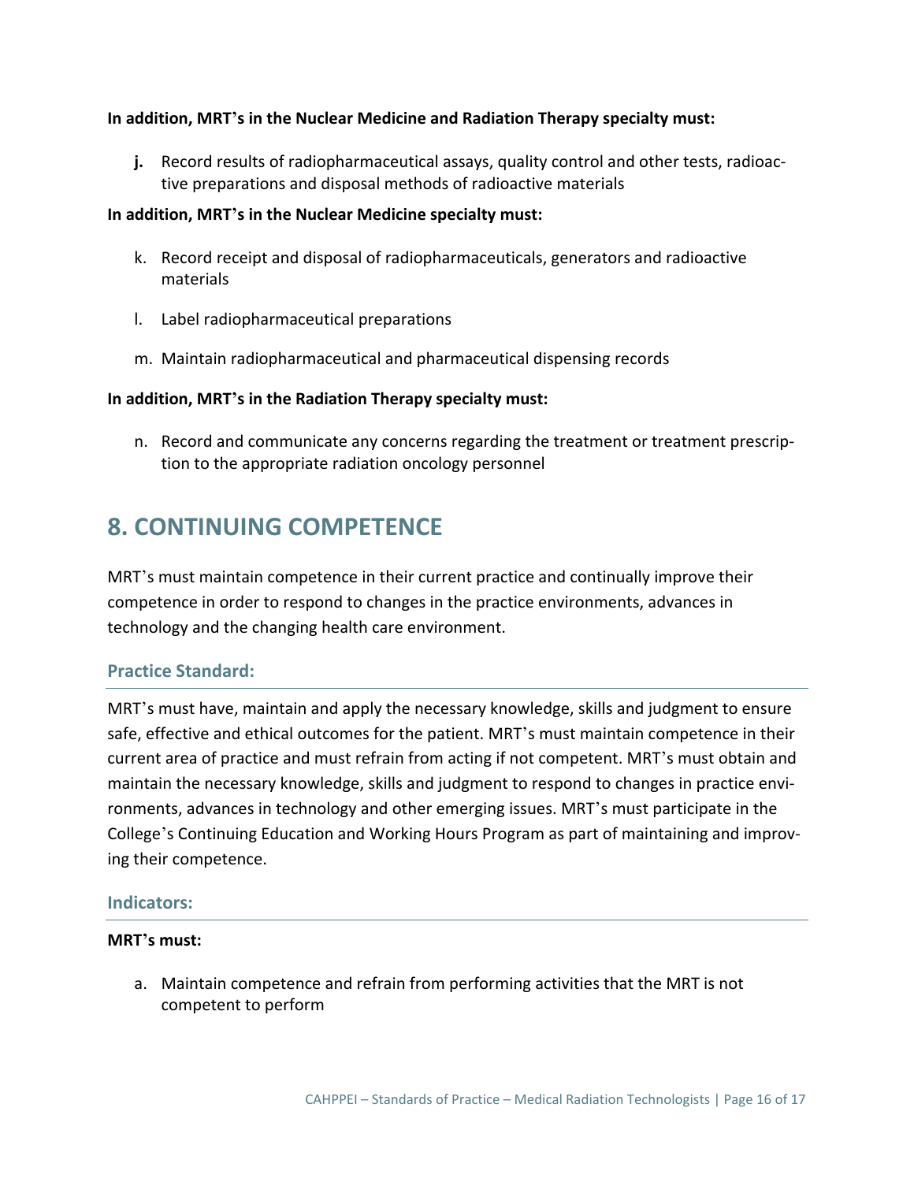**In addition, MRT's in the Nuclear Medicine and Radiation Therapy specialty must:**

- **j.** Record results of radiopharmaceutical assays, quality control and other tests, radioactive preparations and disposal methods of radioactive materials

**In addition, MRT's in the Nuclear Medicine specialty must:**

- k. Record receipt and disposal of radiopharmaceuticals, generators and radioactive materials
- l. Label radiopharmaceutical preparations
- m. Maintain radiopharmaceutical and pharmaceutical dispensing records

**In addition, MRT's in the Radiation Therapy specialty must:**

- n. Record and communicate any concerns regarding the treatment or treatment prescription to the appropriate radiation oncology personnel

## 8. CONTINUING COMPETENCE

MRT's must maintain competence in their current practice and continually improve their competence in order to respond to changes in the practice environments, advances in technology and the changing health care environment.

### Practice Standard:

MRT's must have, maintain and apply the necessary knowledge, skills and judgment to ensure safe, effective and ethical outcomes for the patient. MRT's must maintain competence in their current area of practice and must refrain from acting if not competent. MRT's must obtain and maintain the necessary knowledge, skills and judgment to respond to changes in practice environments, advances in technology and other emerging issues. MRT's must participate in the College's Continuing Education and Working Hours Program as part of maintaining and improving their competence.

### Indicators:

**MRT's must:**

- a. Maintain competence and refrain from performing activities that the MRT is not competent to perform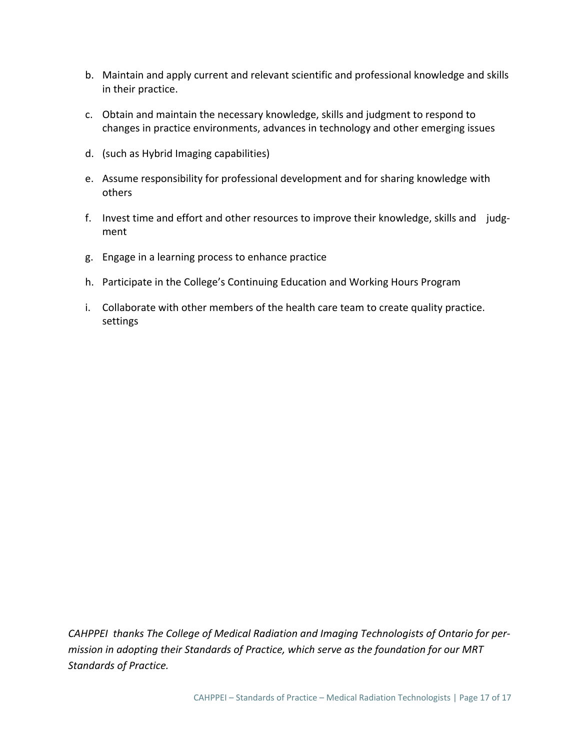b. Maintain and apply current and relevant scientific and professional knowledge and skills in their practice.

c. Obtain and maintain the necessary knowledge, skills and judgment to respond to changes in practice environments, advances in technology and other emerging issues

d. (such as Hybrid Imaging capabilities)

e. Assume responsibility for professional development and for sharing knowledge with others

f. Invest time and effort and other resources to improve their knowledge, skills and judgment

g. Engage in a learning process to enhance practice

h. Participate in the College's Continuing Education and Working Hours Program

i. Collaborate with other members of the health care team to create quality practice. settings

*CAHPPEI thanks The College of Medical Radiation and Imaging Technologists of Ontario for permission in adopting their Standards of Practice, which serve as the foundation for our MRT Standards of Practice.*